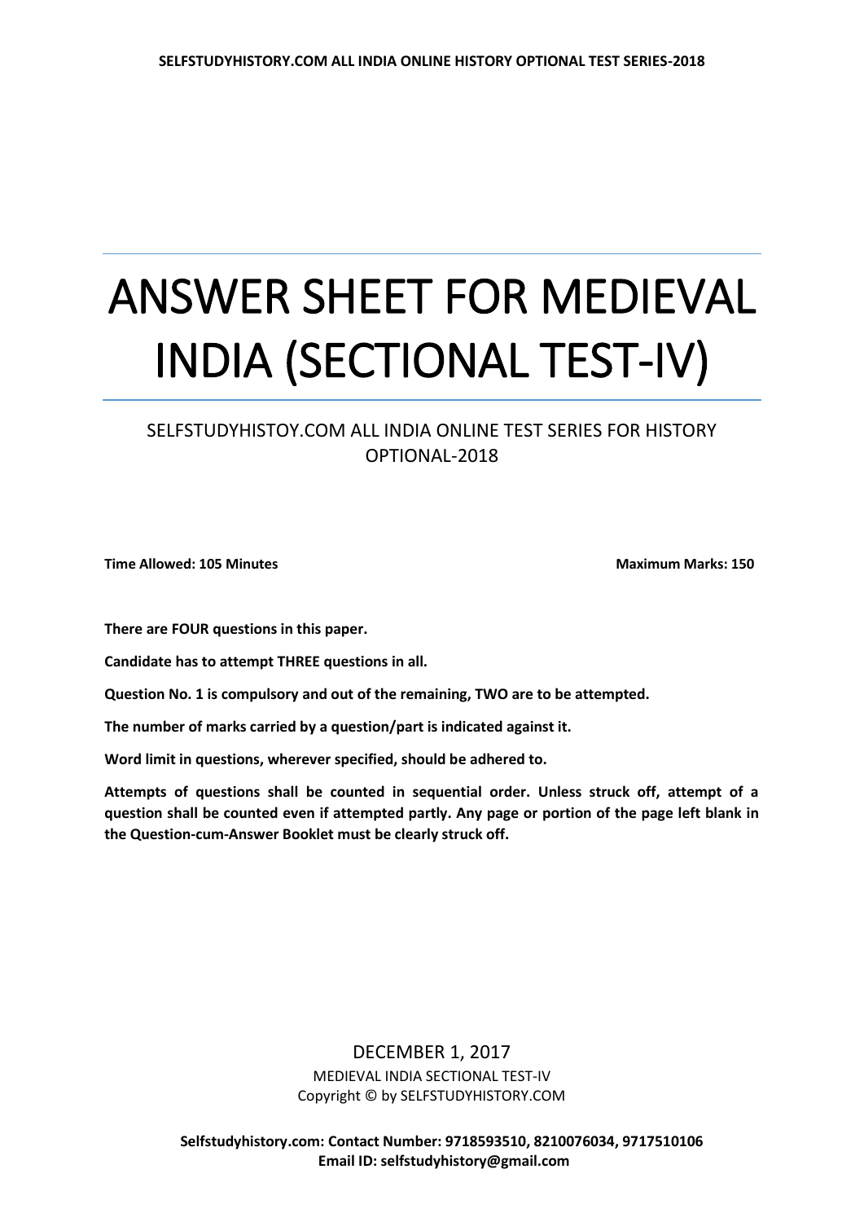# ANSWER SHEET FOR MEDIEVAL INDIA (SECTIONAL TEST-IV)

SELFSTUDYHISTOY.COM ALL INDIA ONLINE TEST SERIES FOR HISTORY OPTIONAL-2018

**Time Allowed: 105 Minutes** **Maximum Marks: 150**

**There are FOUR questions in this paper.**

**Candidate has to attempt THREE questions in all.**

**Question No. 1 is compulsory and out of the remaining, TWO are to be attempted.**

**The number of marks carried by a question/part is indicated against it.**

**Word limit in questions, wherever specified, should be adhered to.**

**Attempts of questions shall be counted in sequential order. Unless struck off, attempt of a question shall be counted even if attempted partly. Any page or portion of the page left blank in the Question-cum-Answer Booklet must be clearly struck off.**

DECEMBER 1, 2017

MEDIEVAL INDIA SECTIONAL TEST-IV

Copyright © by SELFSTUDYHISTORY.COM

**Selfstudyhistory.com: Contact Number: 9718593510, 8210076034, 9717510106**
**Email ID: selfstudyhistory@gmail.com**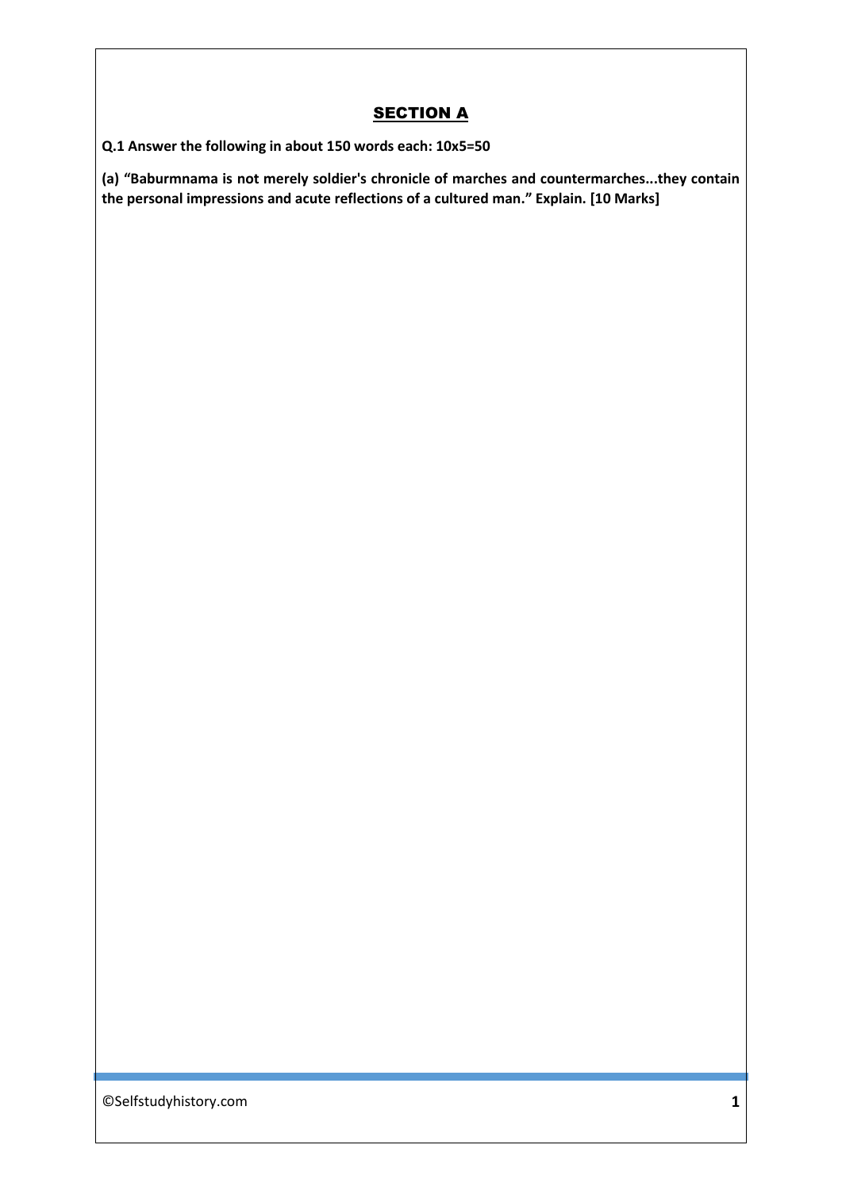## SECTION A

**Q.1 Answer the following in about 150 words each: 10x5=50**

**(a) "Baburnama is not merely soldier's chronicle of marches and countermarches...they contain the personal impressions and acute reflections of a cultured man." Explain. [10 Marks]**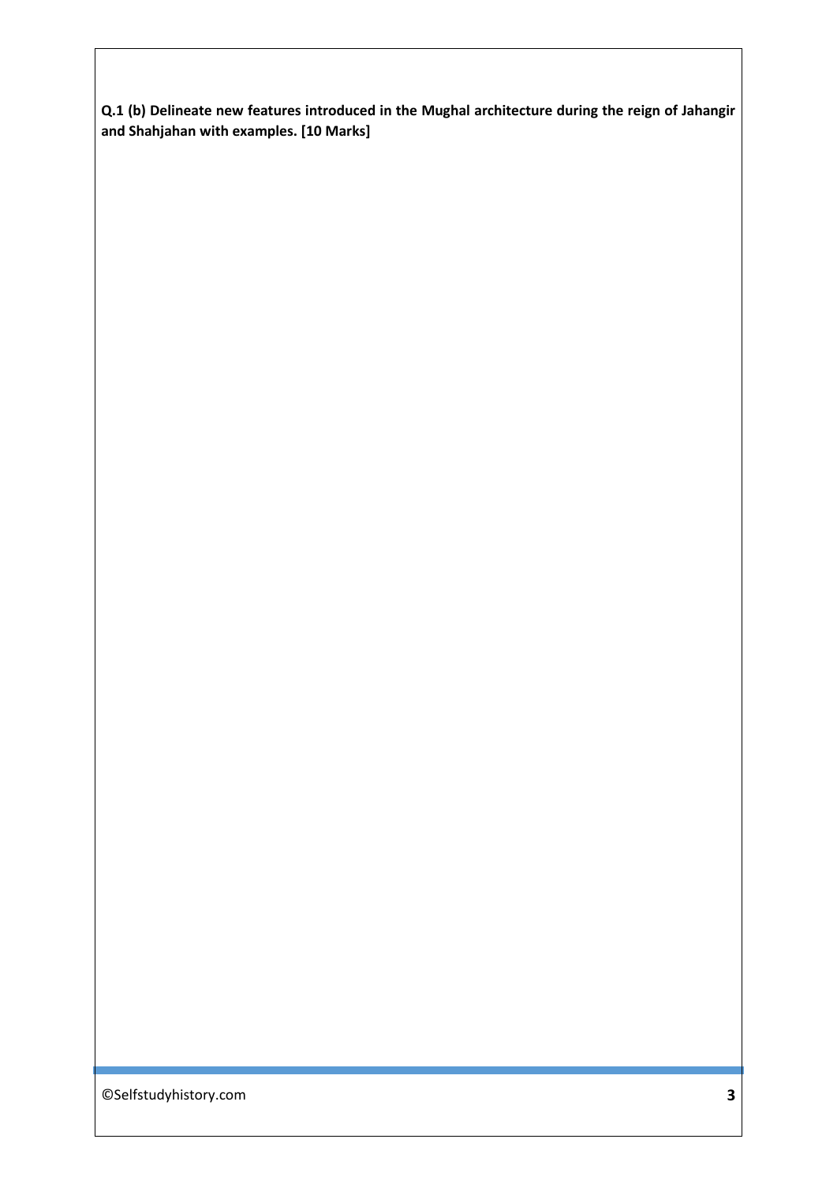**Q.1 (b) Delineate new features introduced in the Mughal architecture during the reign of Jahangir and Shahjahan with examples. [10 Marks]**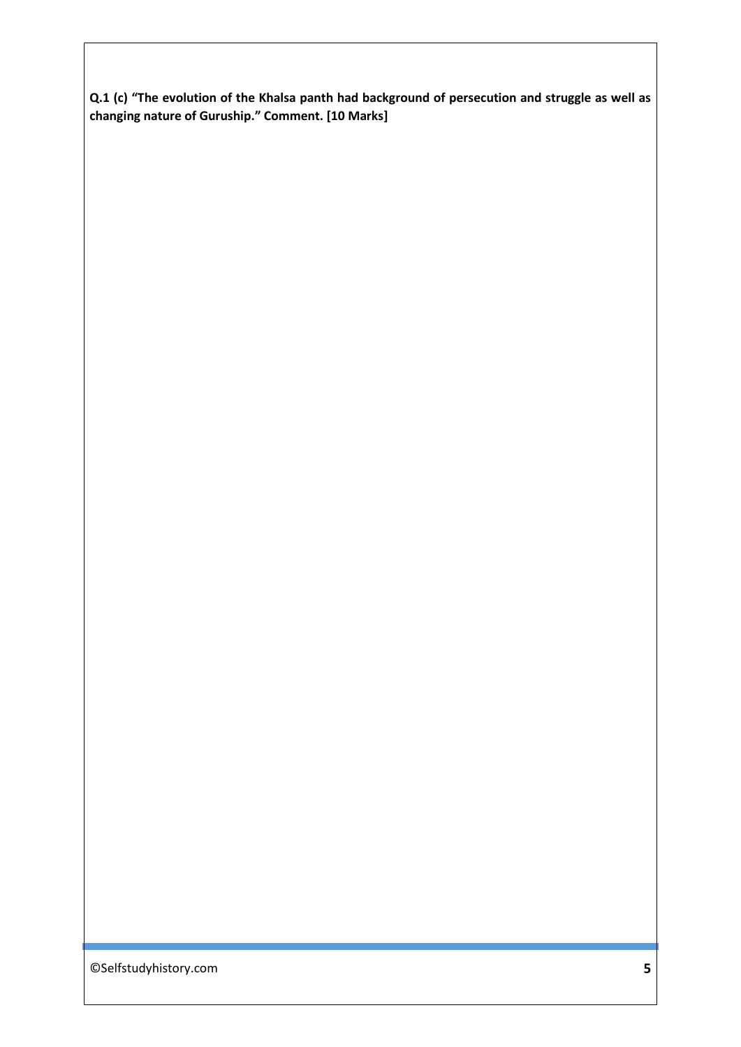**Q.1 (c) "The evolution of the Khalsa panth had background of persecution and struggle as well as changing nature of Guruship." Comment. [10 Marks]**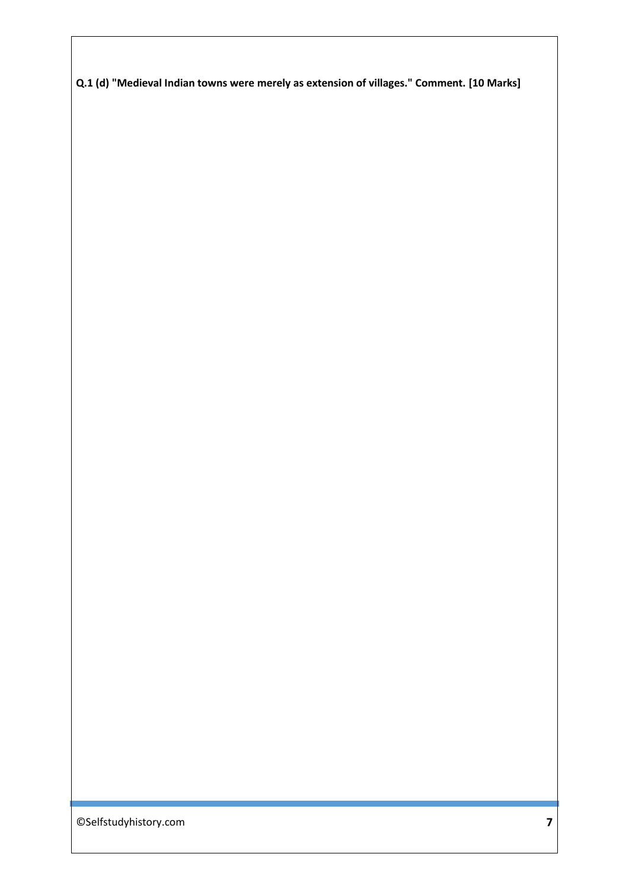**Q.1 (d) "Medieval Indian towns were merely as extension of villages." Comment. [10 Marks]**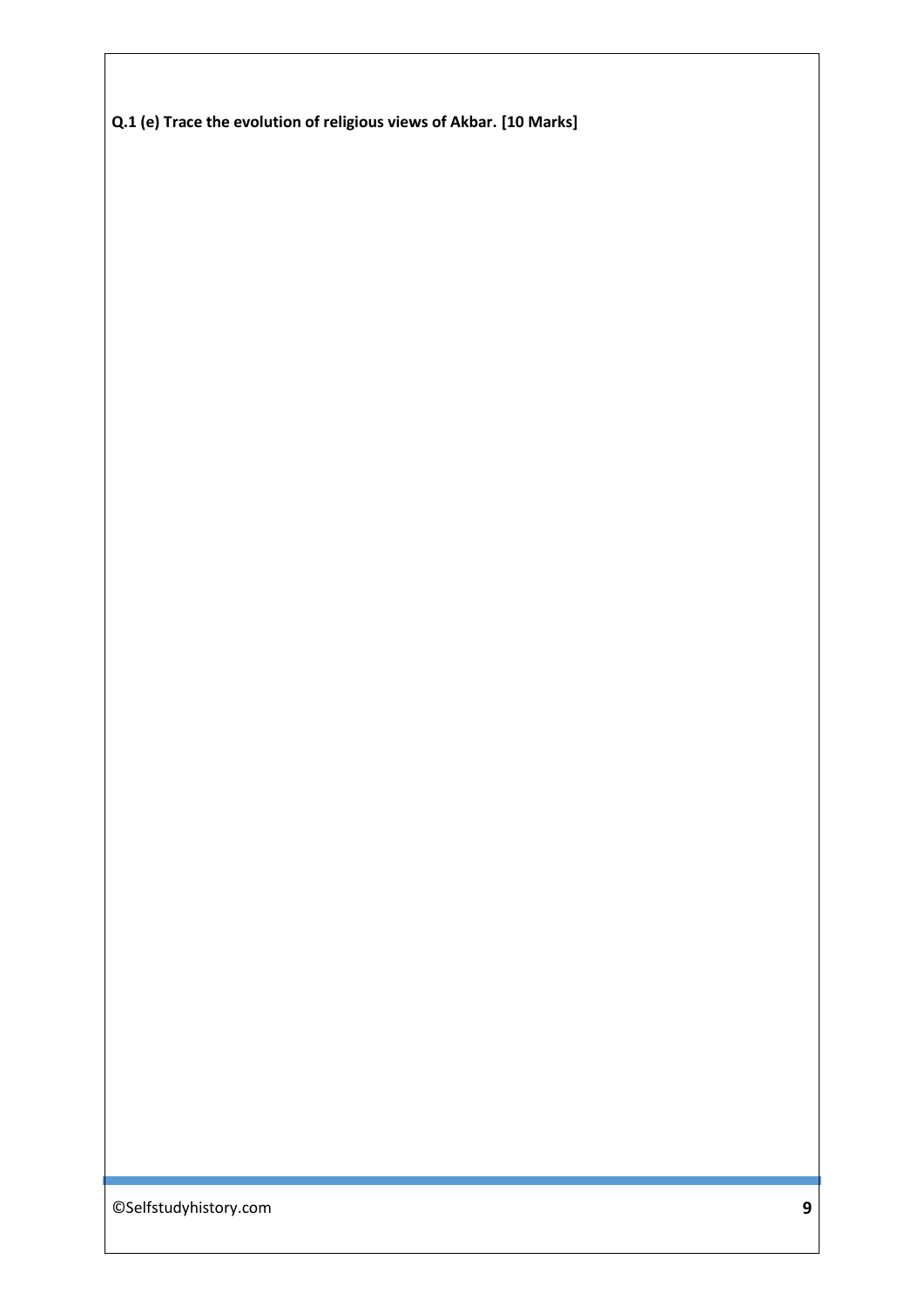**Q.1 (e) Trace the evolution of religious views of Akbar. [10 Marks]**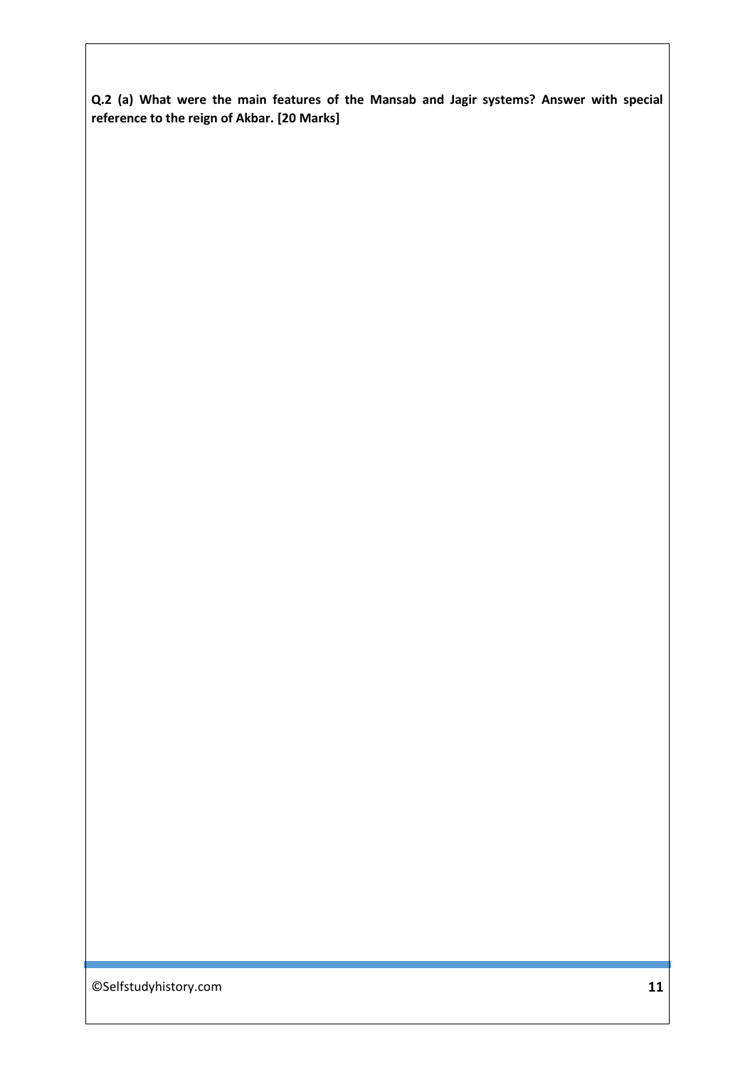**Q.2 (a) What were the main features of the Mansab and Jagir systems? Answer with special reference to the reign of Akbar. [20 Marks]**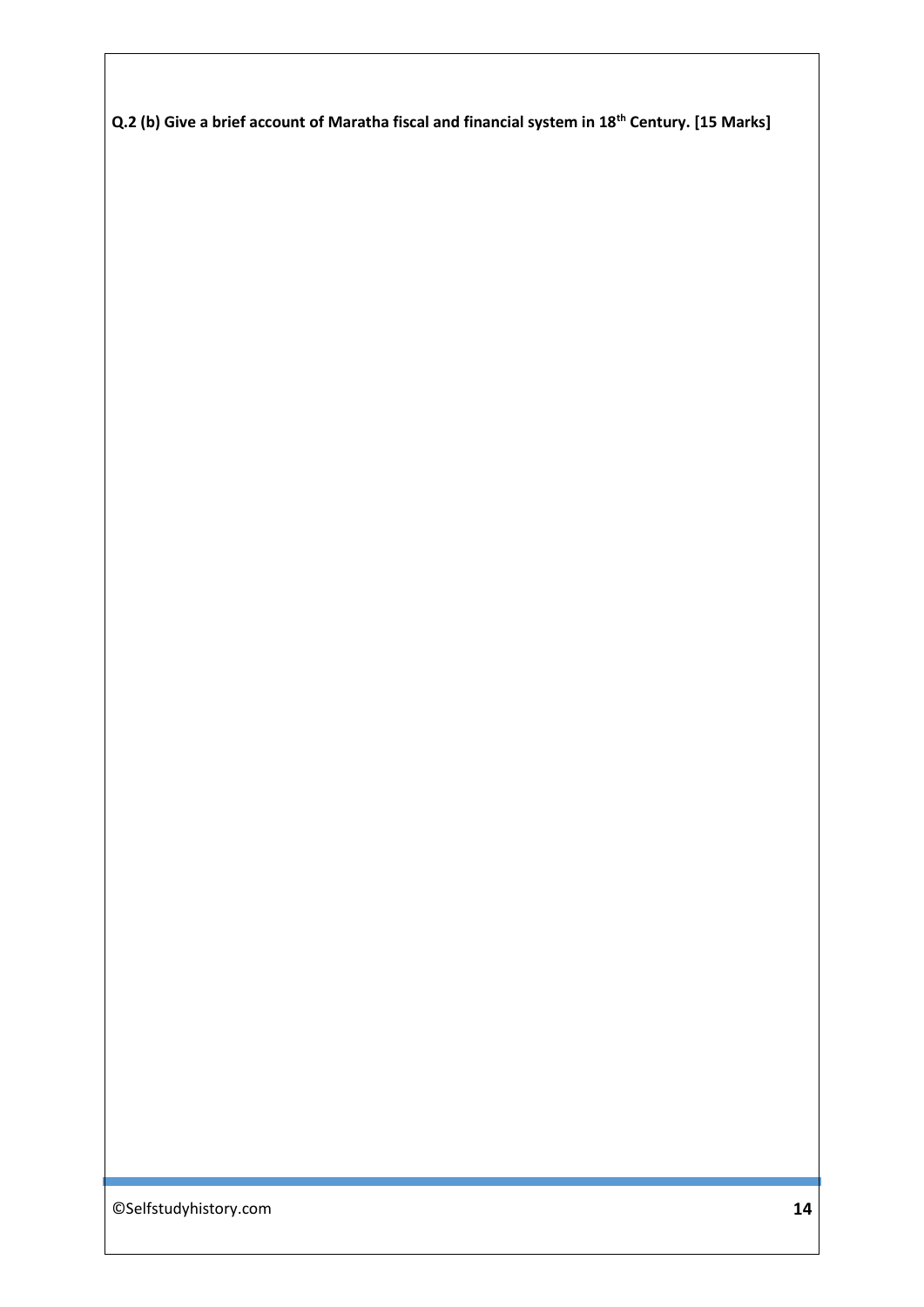**Q.2 (b) Give a brief account of Maratha fiscal and financial system in 18th Century. [15 Marks]**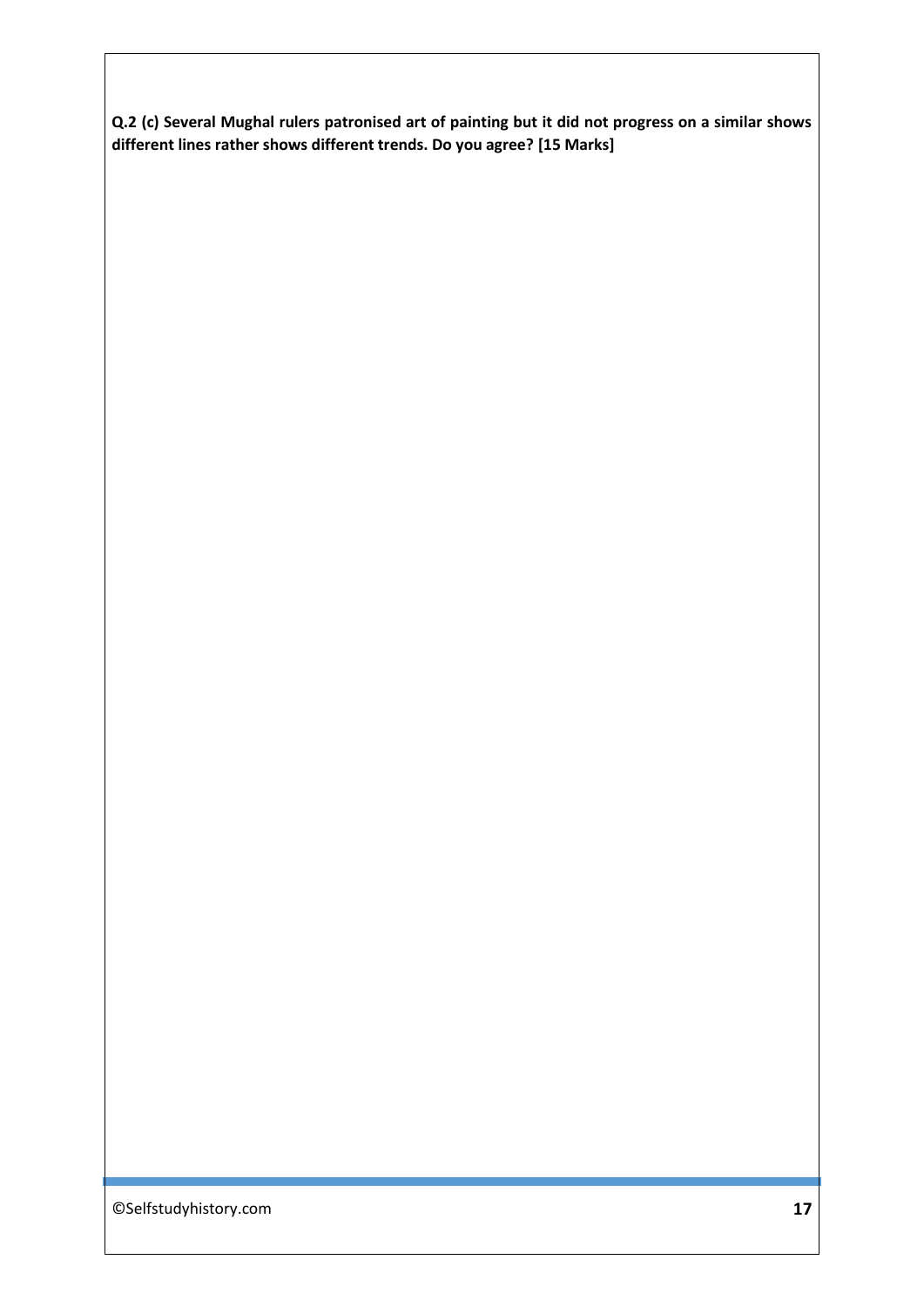**Q.2 (c) Several Mughal rulers patronised art of painting but it did not progress on a similar shows different lines rather shows different trends. Do you agree? [15 Marks]**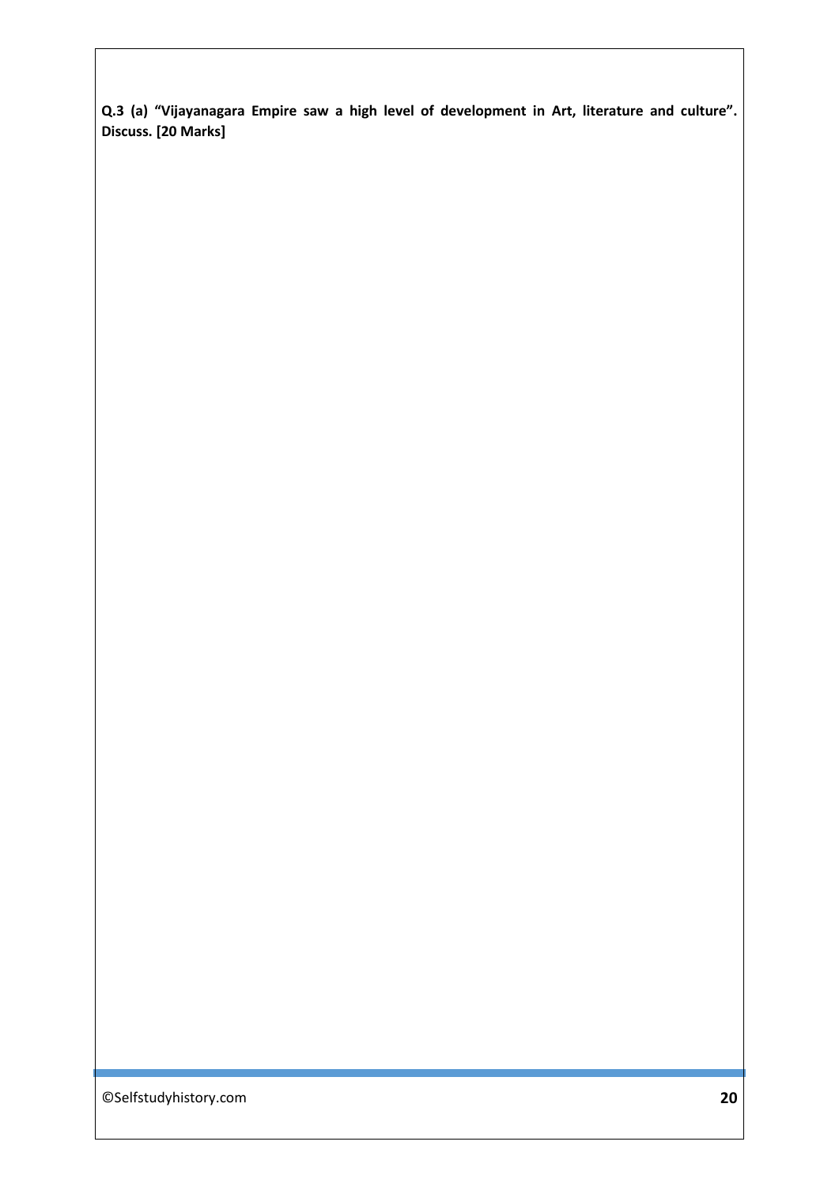**Q.3 (a) "Vijayanagara Empire saw a high level of development in Art, literature and culture". Discuss. [20 Marks]**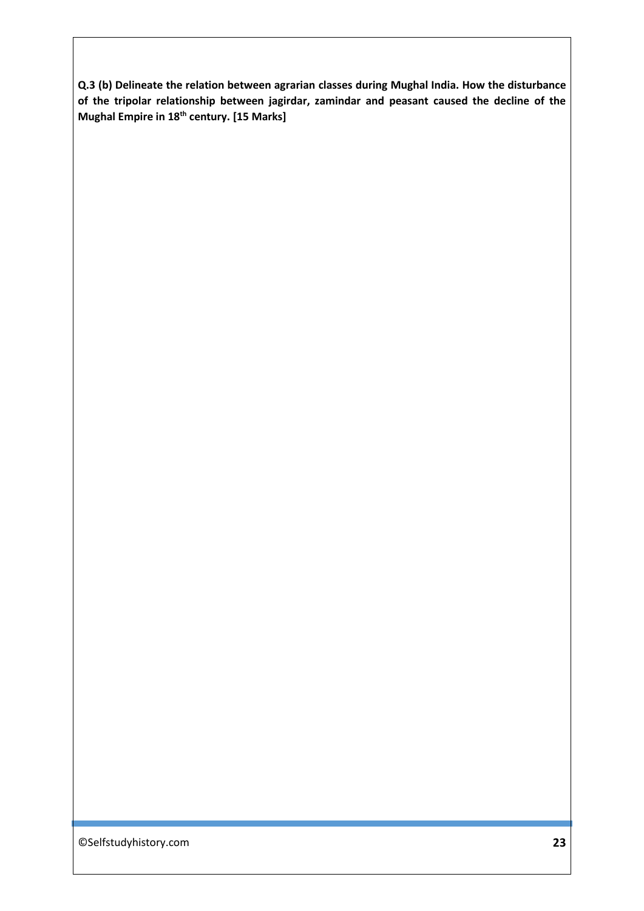**Q.3 (b) Delineate the relation between agrarian classes during Mughal India. How the disturbance of the tripolar relationship between jagirdar, zamindar and peasant caused the decline of the Mughal Empire in 18th century. [15 Marks]**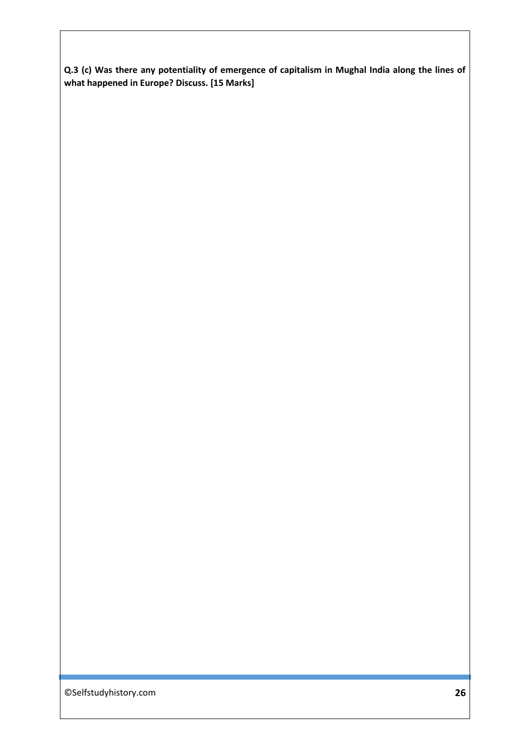**Q.3 (c) Was there any potentiality of emergence of capitalism in Mughal India along the lines of what happened in Europe? Discuss. [15 Marks]**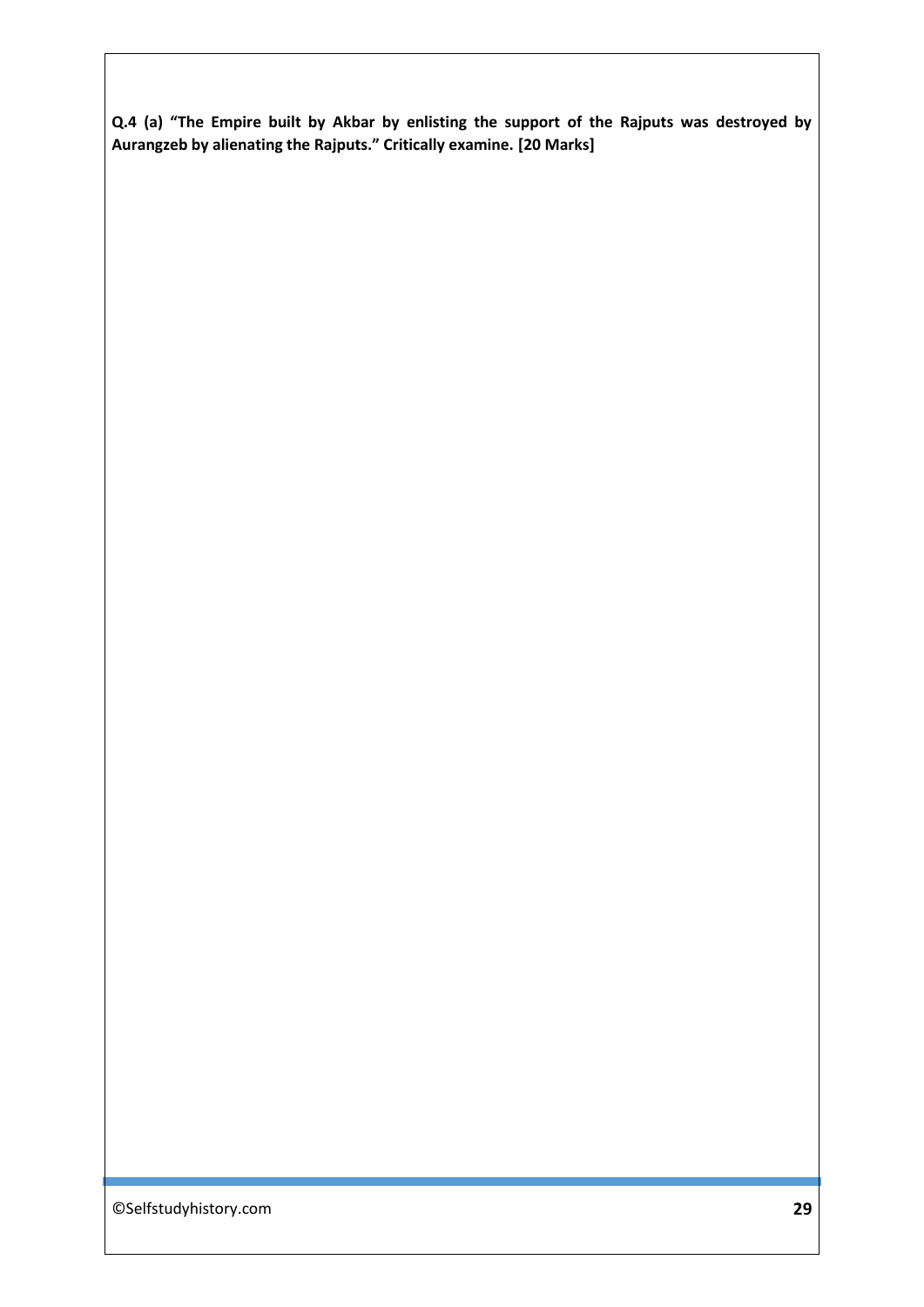**Q.4 (a) "The Empire built by Akbar by enlisting the support of the Rajputs was destroyed by Aurangzeb by alienating the Rajputs." Critically examine. [20 Marks]**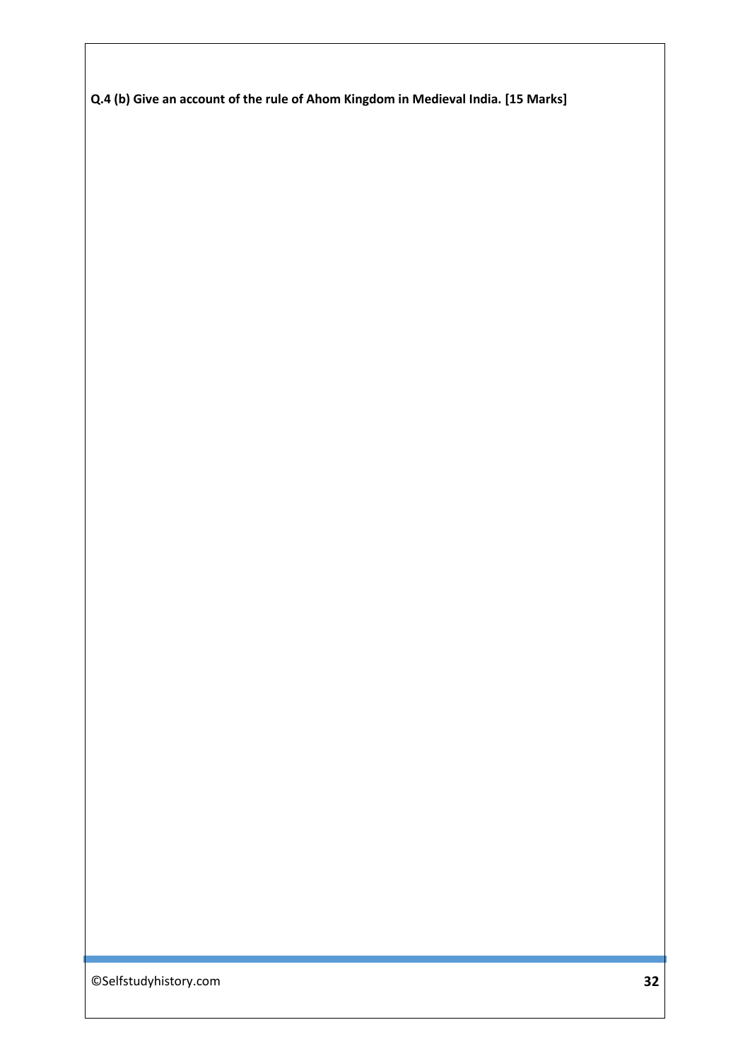**Q.4 (b) Give an account of the rule of Ahom Kingdom in Medieval India. [15 Marks]**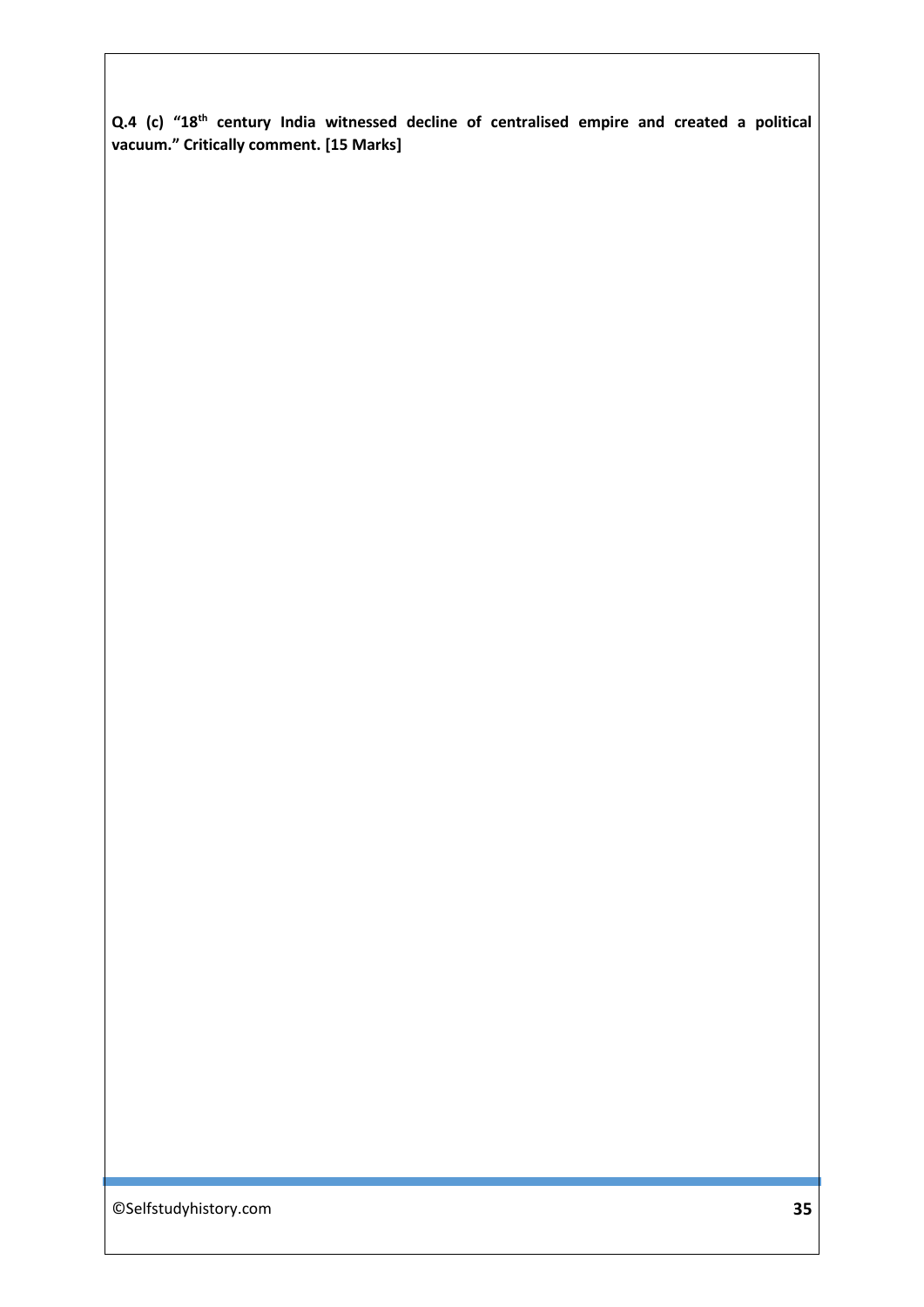**Q.4 (c) "18th century India witnessed decline of centralised empire and created a political vacuum." Critically comment. [15 Marks]**